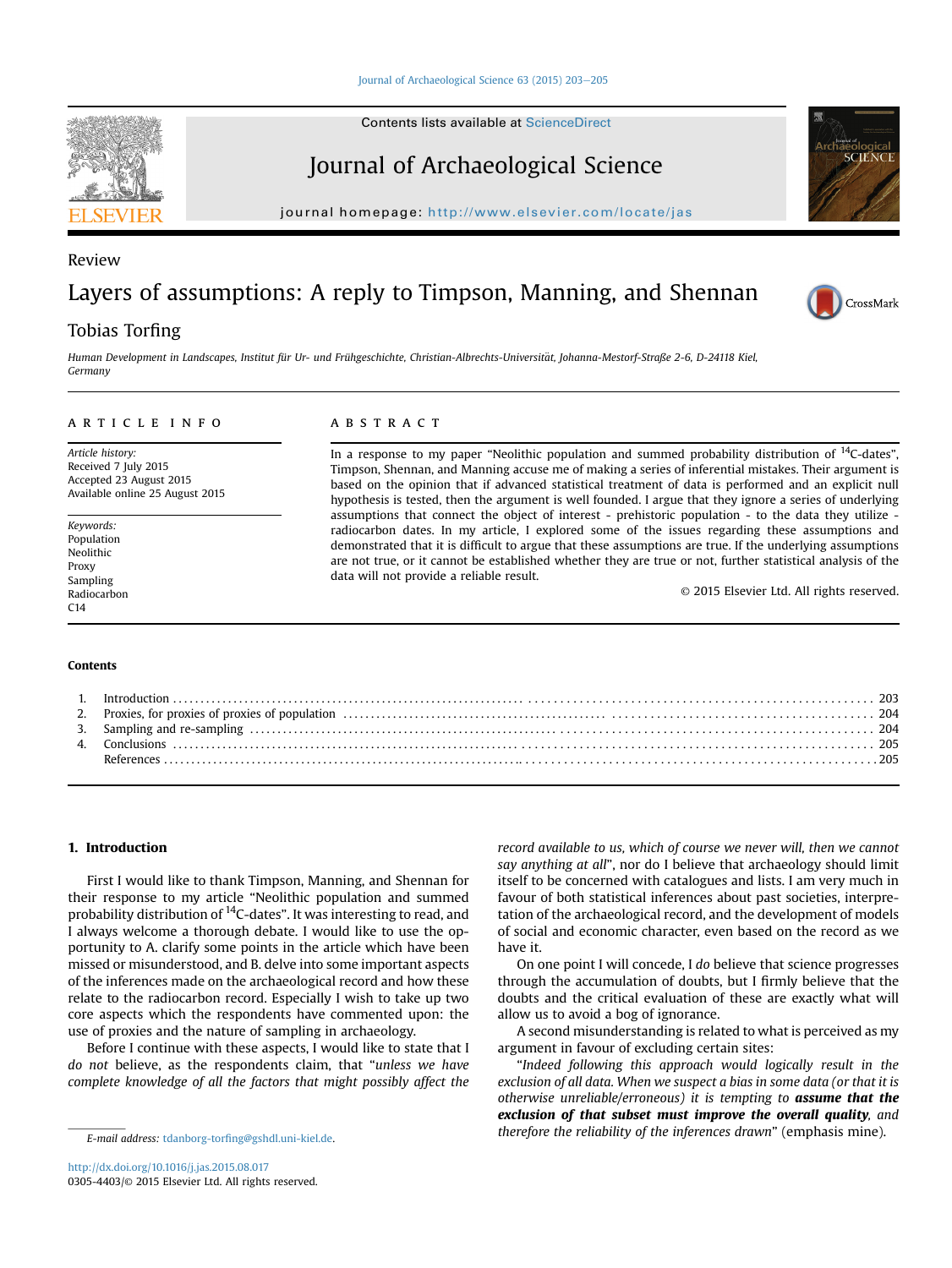Review

# Layers of assumptions: A reply to Timpson, Manning, and Shennan

Tobias Torfing

*Human Development in Landscapes, Institut für Ur- und Frühgeschichte, Christian-Albrechts-Universität, Johanna-Mestorf-Straße 2-6, D-24118 Kiel, Germany*

## ARTICLE INFO

*Article history:*
Received 7 July 2015
Accepted 23 August 2015
Available online 25 August 2015

*Keywords:*
Population
Neolithic
Proxy
Sampling
Radiocarbon
C14

## ABSTRACT

In a response to my paper "Neolithic population and summed probability distribution of $^{14}$C-dates", Timpson, Shennan, and Manning accuse me of making a series of inferential mistakes. Their argument is based on the opinion that if advanced statistical treatment of data is performed and an explicit null hypothesis is tested, then the argument is well founded. I argue that they ignore a series of underlying assumptions that connect the object of interest - prehistoric population - to the data they utilize - radiocarbon dates. In my article, I explored some of the issues regarding these assumptions and demonstrated that it is difficult to argue that these assumptions are true. If the underlying assumptions are not true, or it cannot be established whether they are true or not, further statistical analysis of the data will not provide a reliable result.

© 2015 Elsevier Ltd. All rights reserved.

## Contents

1. Introduction . . . 203
2. Proxies, for proxies of proxies of population . . . 204
3. Sampling and re-sampling . . . 204
4. Conclusions . . . 205

References . . . 205

## 1. Introduction

First I would like to thank Timpson, Manning, and Shennan for their response to my article "Neolithic population and summed probability distribution of $^{14}$C-dates". It was interesting to read, and I always welcome a thorough debate. I would like to use the opportunity to A. clarify some points in the article which have been missed or misunderstood, and B. delve into some important aspects of the inferences made on the archaeological record and how these relate to the radiocarbon record. Especially I wish to take up two core aspects which the respondents have commented upon: the use of proxies and the nature of sampling in archaeology.

Before I continue with these aspects, I would like to state that I *do not* believe, as the respondents claim, that "*unless we have complete knowledge of all the factors that might possibly affect the record available to us, which of course we never will, then we cannot say anything at all*", nor do I believe that archaeology should limit itself to be concerned with catalogues and lists. I am very much in favour of both statistical inferences about past societies, interpretation of the archaeological record, and the development of models of social and economic character, even based on the record as we have it.

On one point I will concede, I *do* believe that science progresses through the accumulation of doubts, but I firmly believe that the doubts and the critical evaluation of these are exactly what will allow us to avoid a bog of ignorance.

A second misunderstanding is related to what is perceived as my argument in favour of excluding certain sites:

"*Indeed following this approach would logically result in the exclusion of all data. When we suspect a bias in some data (or that it is otherwise unreliable/erroneous) it is tempting to* ***assume that the exclusion of that subset must improve the overall quality****, and therefore the reliability of the inferences drawn*" (emphasis mine).

E-mail address: tdanborg-torfing@gshdl.uni-kiel.de.

http://dx.doi.org/10.1016/j.jas.2015.08.017
0305-4403/© 2015 Elsevier Ltd. All rights reserved.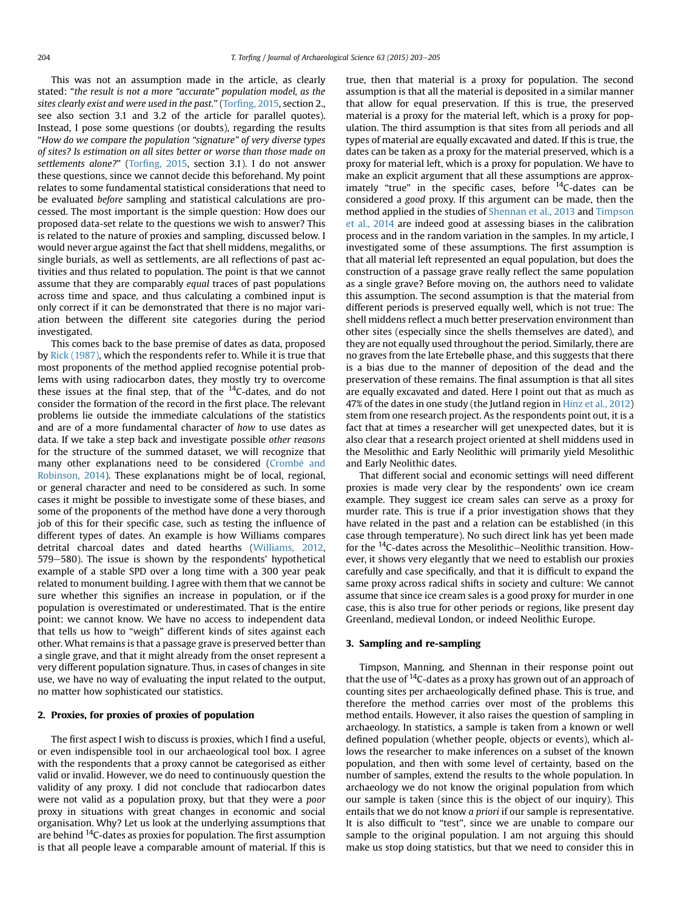This was not an assumption made in the article, as clearly stated: "*the result is not a more "accurate" population model, as the sites clearly exist and were used in the past.*" (Torfing, 2015, section 2., see also section 3.1 and 3.2 of the article for parallel quotes). Instead, I pose some questions (or doubts), regarding the results "*How do we compare the population "signature" of very diverse types of sites? Is estimation on all sites better or worse than those made on settlements alone?*" (Torfing, 2015, section 3.1). I do not answer these questions, since we cannot decide this beforehand. My point relates to some fundamental statistical considerations that need to be evaluated *before* sampling and statistical calculations are processed. The most important is the simple question: How does our proposed data-set relate to the questions we wish to answer? This is related to the nature of proxies and sampling, discussed below. I would never argue against the fact that shell middens, megaliths, or single burials, as well as settlements, are all reflections of past activities and thus related to population. The point is that we cannot assume that they are comparably *equal* traces of past populations across time and space, and thus calculating a combined input is only correct if it can be demonstrated that there is no major variation between the different site categories during the period investigated.

This comes back to the base premise of dates as data, proposed by Rick (1987), which the respondents refer to. While it is true that most proponents of the method applied recognise potential problems with using radiocarbon dates, they mostly try to overcome these issues at the final step, that of the $^{14}$C-dates, and do not consider the formation of the record in the first place. The relevant problems lie outside the immediate calculations of the statistics and are of a more fundamental character of *how* to use dates as data. If we take a step back and investigate possible *other reasons* for the structure of the summed dataset, we will recognize that many other explanations need to be considered (Crombé and Robinson, 2014). These explanations might be of local, regional, or general character and need to be considered as such. In some cases it might be possible to investigate some of these biases, and some of the proponents of the method have done a very thorough job of this for their specific case, such as testing the influence of different types of dates. An example is how Williams compares detrital charcoal dates and dated hearths (Williams, 2012, 579–580). The issue is shown by the respondents' hypothetical example of a stable SPD over a long time with a 300 year peak related to monument building. I agree with them that we cannot be sure whether this signifies an increase in population, or if the population is overestimated or underestimated. That is the entire point: we cannot know. We have no access to independent data that tells us how to "weigh" different kinds of sites against each other. What remains is that a passage grave is preserved better than a single grave, and that it might already from the onset represent a very different population signature. Thus, in cases of changes in site use, we have no way of evaluating the input related to the output, no matter how sophisticated our statistics.

## 2. Proxies, for proxies of proxies of population

The first aspect I wish to discuss is proxies, which I find a useful, or even indispensible tool in our archaeological tool box. I agree with the respondents that a proxy cannot be categorised as either valid or invalid. However, we do need to continuously question the validity of any proxy. I did not conclude that radiocarbon dates were not valid as a population proxy, but that they were a *poor* proxy in situations with great changes in economic and social organisation. Why? Let us look at the underlying assumptions that are behind $^{14}$C-dates as proxies for population. The first assumption is that all people leave a comparable amount of material. If this is true, then that material is a proxy for population. The second assumption is that all the material is deposited in a similar manner that allow for equal preservation. If this is true, the preserved material is a proxy for the material left, which is a proxy for population. The third assumption is that sites from all periods and all types of material are equally excavated and dated. If this is true, the dates can be taken as a proxy for the material preserved, which is a proxy for material left, which is a proxy for population. We have to make an explicit argument that all these assumptions are approximately "true" in the specific cases, before $^{14}$C-dates can be considered a *good* proxy. If this argument can be made, then the method applied in the studies of Shennan et al., 2013 and Timpson et al., 2014 are indeed good at assessing biases in the calibration process and in the random variation in the samples. In my article, I investigated some of these assumptions. The first assumption is that all material left represented an equal population, but does the construction of a passage grave really reflect the same population as a single grave? Before moving on, the authors need to validate this assumption. The second assumption is that the material from different periods is preserved equally well, which is not true: The shell middens reflect a much better preservation environment than other sites (especially since the shells themselves are dated), and they are not equally used throughout the period. Similarly, there are no graves from the late Ertebølle phase, and this suggests that there is a bias due to the manner of deposition of the dead and the preservation of these remains. The final assumption is that all sites are equally excavated and dated. Here I point out that as much as 47% of the dates in one study (the Jutland region in Hinz et al., 2012) stem from one research project. As the respondents point out, it is a fact that at times a researcher will get unexpected dates, but it is also clear that a research project oriented at shell middens used in the Mesolithic and Early Neolithic will primarily yield Mesolithic and Early Neolithic dates.

That different social and economic settings will need different proxies is made very clear by the respondents' own ice cream example. They suggest ice cream sales can serve as a proxy for murder rate. This is true if a prior investigation shows that they have related in the past and a relation can be established (in this case through temperature). No such direct link has yet been made for the $^{14}$C-dates across the Mesolithic–Neolithic transition. However, it shows very elegantly that we need to establish our proxies carefully and case specifically, and that it is difficult to expand the same proxy across radical shifts in society and culture: We cannot assume that since ice cream sales is a good proxy for murder in one case, this is also true for other periods or regions, like present day Greenland, medieval London, or indeed Neolithic Europe.

## 3. Sampling and re-sampling

Timpson, Manning, and Shennan in their response point out that the use of $^{14}$C-dates as a proxy has grown out of an approach of counting sites per archaeologically defined phase. This is true, and therefore the method carries over most of the problems this method entails. However, it also raises the question of sampling in archaeology. In statistics, a sample is taken from a known or well defined population (whether people, objects or events), which allows the researcher to make inferences on a subset of the known population, and then with some level of certainty, based on the number of samples, extend the results to the whole population. In archaeology we do not know the original population from which our sample is taken (since this is the object of our inquiry). This entails that we do not know *a priori* if our sample is representative. It is also difficult to "test", since we are unable to compare our sample to the original population. I am not arguing this should make us stop doing statistics, but that we need to consider this in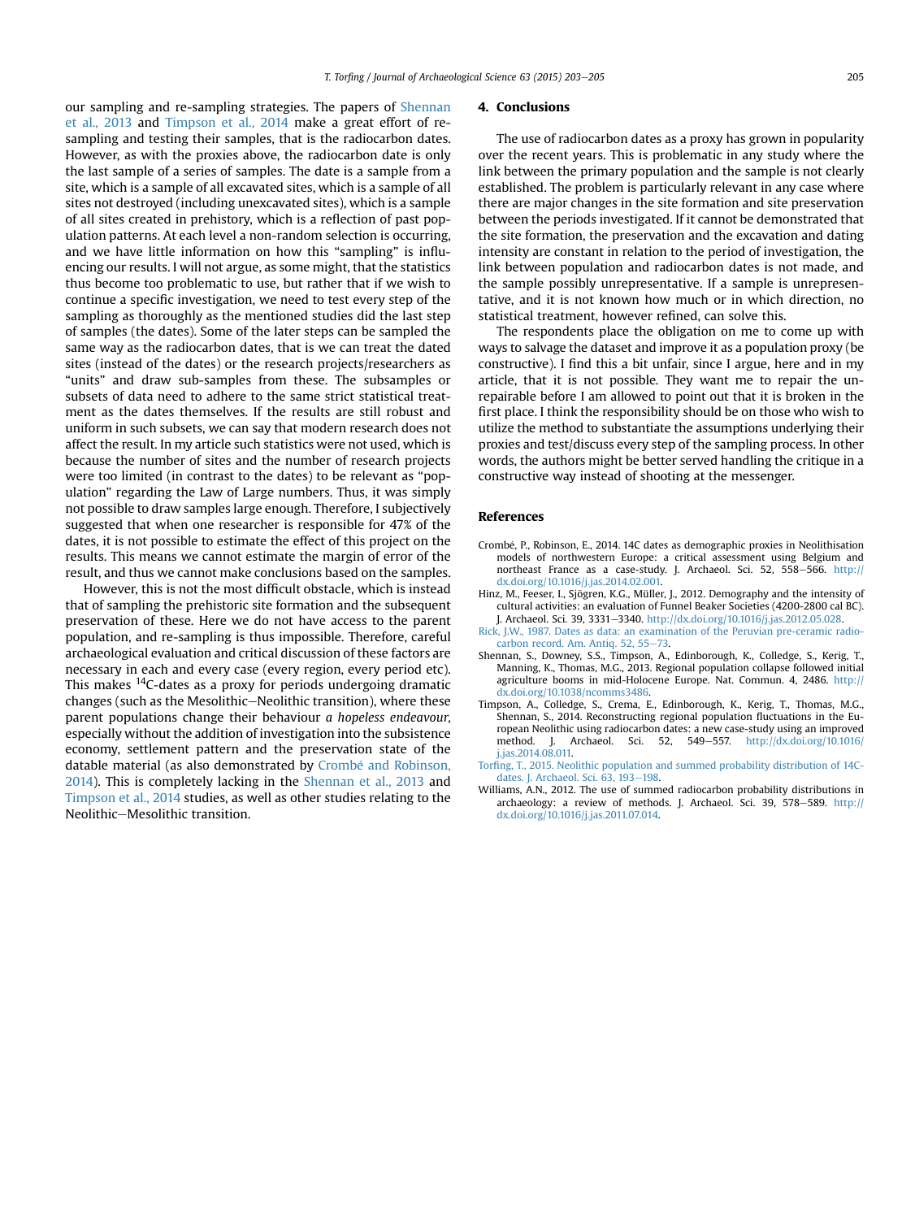our sampling and re-sampling strategies. The papers of Shennan et al., 2013 and Timpson et al., 2014 make a great effort of re-sampling and testing their samples, that is the radiocarbon dates. However, as with the proxies above, the radiocarbon date is only the last sample of a series of samples. The date is a sample from a site, which is a sample of all excavated sites, which is a sample of all sites not destroyed (including unexcavated sites), which is a sample of all sites created in prehistory, which is a reflection of past population patterns. At each level a non-random selection is occurring, and we have little information on how this "sampling" is influencing our results. I will not argue, as some might, that the statistics thus become too problematic to use, but rather that if we wish to continue a specific investigation, we need to test every step of the sampling as thoroughly as the mentioned studies did the last step of samples (the dates). Some of the later steps can be sampled the same way as the radiocarbon dates, that is we can treat the dated sites (instead of the dates) or the research projects/researchers as "units" and draw sub-samples from these. The subsamples or subsets of data need to adhere to the same strict statistical treatment as the dates themselves. If the results are still robust and uniform in such subsets, we can say that modern research does not affect the result. In my article such statistics were not used, which is because the number of sites and the number of research projects were too limited (in contrast to the dates) to be relevant as "population" regarding the Law of Large numbers. Thus, it was simply not possible to draw samples large enough. Therefore, I subjectively suggested that when one researcher is responsible for 47% of the dates, it is not possible to estimate the effect of this project on the results. This means we cannot estimate the margin of error of the result, and thus we cannot make conclusions based on the samples.

However, this is not the most difficult obstacle, which is instead that of sampling the prehistoric site formation and the subsequent preservation of these. Here we do not have access to the parent population, and re-sampling is thus impossible. Therefore, careful archaeological evaluation and critical discussion of these factors are necessary in each and every case (every region, every period etc). This makes $^{14}$C-dates as a proxy for periods undergoing dramatic changes (such as the Mesolithic–Neolithic transition), where these parent populations change their behaviour *a hopeless endeavour*, especially without the addition of investigation into the subsistence economy, settlement pattern and the preservation state of the datable material (as also demonstrated by Crombé and Robinson, 2014). This is completely lacking in the Shennan et al., 2013 and Timpson et al., 2014 studies, as well as other studies relating to the Neolithic–Mesolithic transition.

## 4. Conclusions

The use of radiocarbon dates as a proxy has grown in popularity over the recent years. This is problematic in any study where the link between the primary population and the sample is not clearly established. The problem is particularly relevant in any case where there are major changes in the site formation and site preservation between the periods investigated. If it cannot be demonstrated that the site formation, the preservation and the excavation and dating intensity are constant in relation to the period of investigation, the link between population and radiocarbon dates is not made, and the sample possibly unrepresentative. If a sample is unrepresentative, and it is not known how much or in which direction, no statistical treatment, however refined, can solve this.

The respondents place the obligation on me to come up with ways to salvage the dataset and improve it as a population proxy (be constructive). I find this a bit unfair, since I argue, here and in my article, that it is not possible. They want me to repair the unrepairable before I am allowed to point out that it is broken in the first place. I think the responsibility should be on those who wish to utilize the method to substantiate the assumptions underlying their proxies and test/discuss every step of the sampling process. In other words, the authors might be better served handling the critique in a constructive way instead of shooting at the messenger.

## References

Crombé, P., Robinson, E., 2014. 14C dates as demographic proxies in Neolithisation models of northwestern Europe: a critical assessment using Belgium and northeast France as a case-study. J. Archaeol. Sci. 52, 558–566. http://dx.doi.org/10.1016/j.jas.2014.02.001.

Hinz, M., Feeser, I., Sjögren, K.G., Müller, J., 2012. Demography and the intensity of cultural activities: an evaluation of Funnel Beaker Societies (4200-2800 cal BC). J. Archaeol. Sci. 39, 3331–3340. http://dx.doi.org/10.1016/j.jas.2012.05.028.

Rick, J.W., 1987. Dates as data: an examination of the Peruvian pre-ceramic radiocarbon record. Am. Antiq. 52, 55–73.

Shennan, S., Downey, S.S., Timpson, A., Edinborough, K., Colledge, S., Kerig, T., Manning, K., Thomas, M.G., 2013. Regional population collapse followed initial agriculture booms in mid-Holocene Europe. Nat. Commun. 4, 2486. http://dx.doi.org/10.1038/ncomms3486.

Timpson, A., Colledge, S., Crema, E., Edinborough, K., Kerig, T., Thomas, M.G., Shennan, S., 2014. Reconstructing regional population fluctuations in the European Neolithic using radiocarbon dates: a new case-study using an improved method. J. Archaeol. Sci. 52, 549–557. http://dx.doi.org/10.1016/j.jas.2014.08.011.

Torfing, T., 2015. Neolithic population and summed probability distribution of 14C-dates. J. Archaeol. Sci. 63, 193–198.

Williams, A.N., 2012. The use of summed radiocarbon probability distributions in archaeology: a review of methods. J. Archaeol. Sci. 39, 578–589. http://dx.doi.org/10.1016/j.jas.2011.07.014.